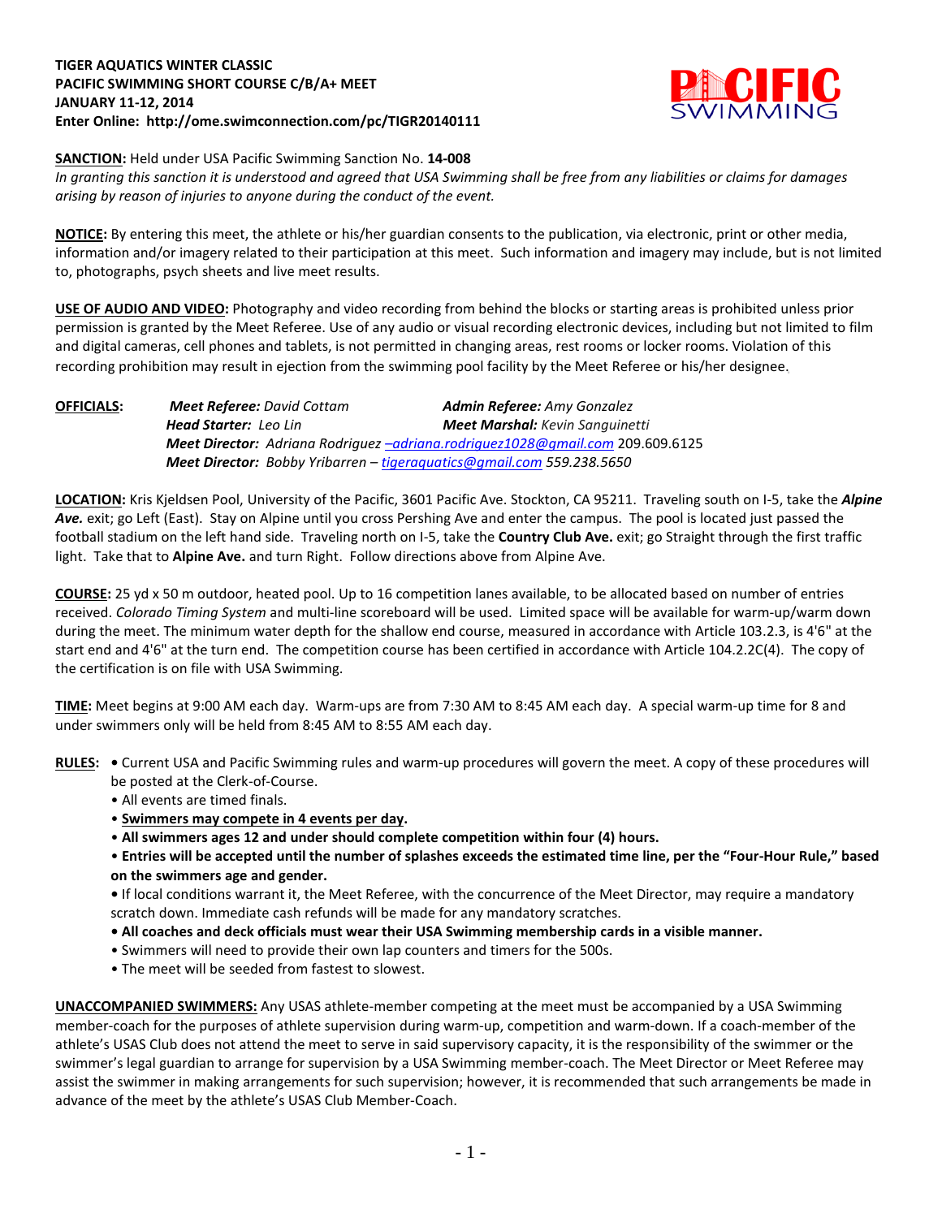**TIGER AQUATICS WINTER CLASSIC**
**PACIFIC SWIMMING SHORT COURSE C/B/A+ MEET**
**JANUARY 11-12, 2014**
**Enter Online: http://ome.swimconnection.com/pc/TIGR20140111**

**SANCTION:** Held under USA Pacific Swimming Sanction No. **14-008**
*In granting this sanction it is understood and agreed that USA Swimming shall be free from any liabilities or claims for damages arising by reason of injuries to anyone during the conduct of the event.*

**NOTICE:** By entering this meet, the athlete or his/her guardian consents to the publication, via electronic, print or other media, information and/or imagery related to their participation at this meet. Such information and imagery may include, but is not limited to, photographs, psych sheets and live meet results.

**USE OF AUDIO AND VIDEO:** Photography and video recording from behind the blocks or starting areas is prohibited unless prior permission is granted by the Meet Referee. Use of any audio or visual recording electronic devices, including but not limited to film and digital cameras, cell phones and tablets, is not permitted in changing areas, rest rooms or locker rooms. Violation of this recording prohibition may result in ejection from the swimming pool facility by the Meet Referee or his/her designee.

**OFFICIALS:**
*Meet Referee:* *David Cottam* — *Admin Referee:* *Amy Gonzalez*
*Head Starter:* *Leo Lin* — *Meet Marshal:* *Kevin Sanguinetti*
*Meet Director:* *Adriana Rodriguez –adriana.rodriguez1028@gmail.com* 209.609.6125
*Meet Director:* *Bobby Yribarren – tigeraquatics@gmail.com 559.238.5650*

**LOCATION:** Kris Kjeldsen Pool, University of the Pacific, 3601 Pacific Ave. Stockton, CA 95211. Traveling south on I-5, take the ***Alpine Ave.*** exit; go Left (East). Stay on Alpine until you cross Pershing Ave and enter the campus. The pool is located just passed the football stadium on the left hand side. Traveling north on I-5, take the **Country Club Ave.** exit; go Straight through the first traffic light. Take that to **Alpine Ave.** and turn Right. Follow directions above from Alpine Ave.

**COURSE:** 25 yd x 50 m outdoor, heated pool. Up to 16 competition lanes available, to be allocated based on number of entries received. *Colorado Timing System* and multi-line scoreboard will be used. Limited space will be available for warm-up/warm down during the meet. The minimum water depth for the shallow end course, measured in accordance with Article 103.2.3, is 4'6" at the start end and 4'6" at the turn end. The competition course has been certified in accordance with Article 104.2.2C(4). The copy of the certification is on file with USA Swimming.

**TIME:** Meet begins at 9:00 AM each day. Warm-ups are from 7:30 AM to 8:45 AM each day. A special warm-up time for 8 and under swimmers only will be held from 8:45 AM to 8:55 AM each day.

**RULES:**
- Current USA and Pacific Swimming rules and warm-up procedures will govern the meet. A copy of these procedures will be posted at the Clerk-of-Course.
- All events are timed finals.
- **Swimmers may compete in 4 events per day.**
- **All swimmers ages 12 and under should complete competition within four (4) hours.**
- **Entries will be accepted until the number of splashes exceeds the estimated time line, per the "Four-Hour Rule," based on the swimmers age and gender.**
- If local conditions warrant it, the Meet Referee, with the concurrence of the Meet Director, may require a mandatory scratch down. Immediate cash refunds will be made for any mandatory scratches.
- **All coaches and deck officials must wear their USA Swimming membership cards in a visible manner.**
- Swimmers will need to provide their own lap counters and timers for the 500s.
- The meet will be seeded from fastest to slowest.

**UNACCOMPANIED SWIMMERS:** Any USAS athlete-member competing at the meet must be accompanied by a USA Swimming member-coach for the purposes of athlete supervision during warm-up, competition and warm-down. If a coach-member of the athlete's USAS Club does not attend the meet to serve in said supervisory capacity, it is the responsibility of the swimmer or the swimmer's legal guardian to arrange for supervision by a USA Swimming member-coach. The Meet Director or Meet Referee may assist the swimmer in making arrangements for such supervision; however, it is recommended that such arrangements be made in advance of the meet by the athlete's USAS Club Member-Coach.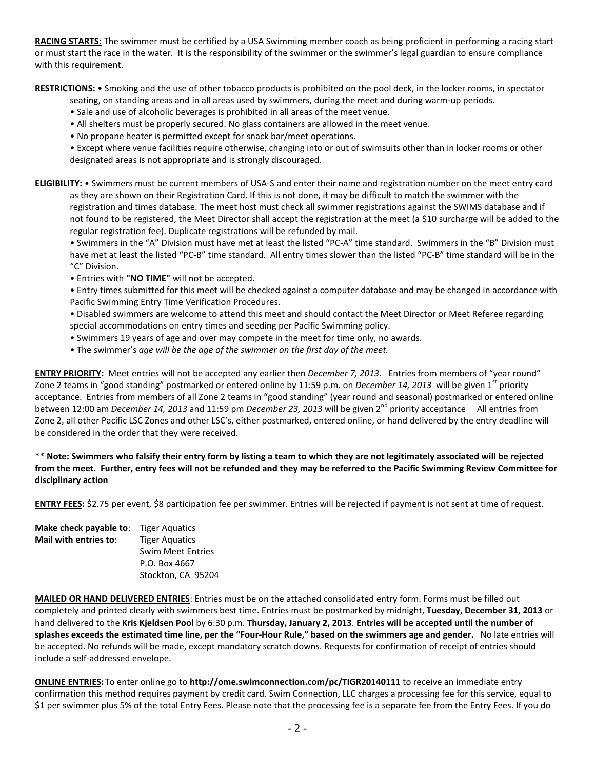**RACING STARTS:** The swimmer must be certified by a USA Swimming member coach as being proficient in performing a racing start or must start the race in the water. It is the responsibility of the swimmer or the swimmer's legal guardian to ensure compliance with this requirement.

**RESTRICTIONS:** • Smoking and the use of other tobacco products is prohibited on the pool deck, in the locker rooms, in spectator seating, on standing areas and in all areas used by swimmers, during the meet and during warm-up periods.

• Sale and use of alcoholic beverages is prohibited in all areas of the meet venue.

• All shelters must be properly secured. No glass containers are allowed in the meet venue.

• No propane heater is permitted except for snack bar/meet operations.

• Except where venue facilities require otherwise, changing into or out of swimsuits other than in locker rooms or other designated areas is not appropriate and is strongly discouraged.

**ELIGIBILITY:** • Swimmers must be current members of USA-S and enter their name and registration number on the meet entry card as they are shown on their Registration Card. If this is not done, it may be difficult to match the swimmer with the registration and times database. The meet host must check all swimmer registrations against the SWIMS database and if not found to be registered, the Meet Director shall accept the registration at the meet (a $10 surcharge will be added to the regular registration fee). Duplicate registrations will be refunded by mail.

• Swimmers in the "A" Division must have met at least the listed "PC-A" time standard. Swimmers in the "B" Division must have met at least the listed "PC-B" time standard. All entry times slower than the listed "PC-B" time standard will be in the "C" Division.

• Entries with **"NO TIME"** will not be accepted.

• Entry times submitted for this meet will be checked against a computer database and may be changed in accordance with Pacific Swimming Entry Time Verification Procedures.

• Disabled swimmers are welcome to attend this meet and should contact the Meet Director or Meet Referee regarding special accommodations on entry times and seeding per Pacific Swimming policy.

• Swimmers 19 years of age and over may compete in the meet for time only, no awards.

• The swimmer's *age will be the age of the swimmer on the first day of the meet.*

**ENTRY PRIORITY:** Meet entries will not be accepted any earlier then *December 7, 2013.* Entries from members of "year round" Zone 2 teams in "good standing" postmarked or entered online by 11:59 p.m. on *December 14, 2013* will be given 1st priority acceptance. Entries from members of all Zone 2 teams in "good standing" (year round and seasonal) postmarked or entered online between 12:00 am *December 14, 2013* and 11:59 pm *December 23, 2013* will be given 2nd priority acceptance All entries from Zone 2, all other Pacific LSC Zones and other LSC's, either postmarked, entered online, or hand delivered by the entry deadline will be considered in the order that they were received.

\*\* **Note: Swimmers who falsify their entry form by listing a team to which they are not legitimately associated will be rejected from the meet. Further, entry fees will not be refunded and they may be referred to the Pacific Swimming Review Committee for disciplinary action**

**ENTRY FEES:** $2.75 per event, $8 participation fee per swimmer. Entries will be rejected if payment is not sent at time of request.

**Make check payable to**: Tiger Aquatics
**Mail with entries to**: Tiger Aquatics
Swim Meet Entries
P.O. Box 4667
Stockton, CA 95204

**MAILED OR HAND DELIVERED ENTRIES**: Entries must be on the attached consolidated entry form. Forms must be filled out completely and printed clearly with swimmers best time. Entries must be postmarked by midnight, **Tuesday, December 31, 2013** or hand delivered to the **Kris Kjeldsen Pool** by 6:30 p.m. **Thursday, January 2, 2013**. **Entries will be accepted until the number of splashes exceeds the estimated time line, per the "Four-Hour Rule," based on the swimmers age and gender.** No late entries will be accepted. No refunds will be made, except mandatory scratch downs. Requests for confirmation of receipt of entries should include a self-addressed envelope.

**ONLINE ENTRIES:** To enter online go to **http://ome.swimconnection.com/pc/TIGR20140111** to receive an immediate entry confirmation this method requires payment by credit card. Swim Connection, LLC charges a processing fee for this service, equal to $1 per swimmer plus 5% of the total Entry Fees. Please note that the processing fee is a separate fee from the Entry Fees. If you do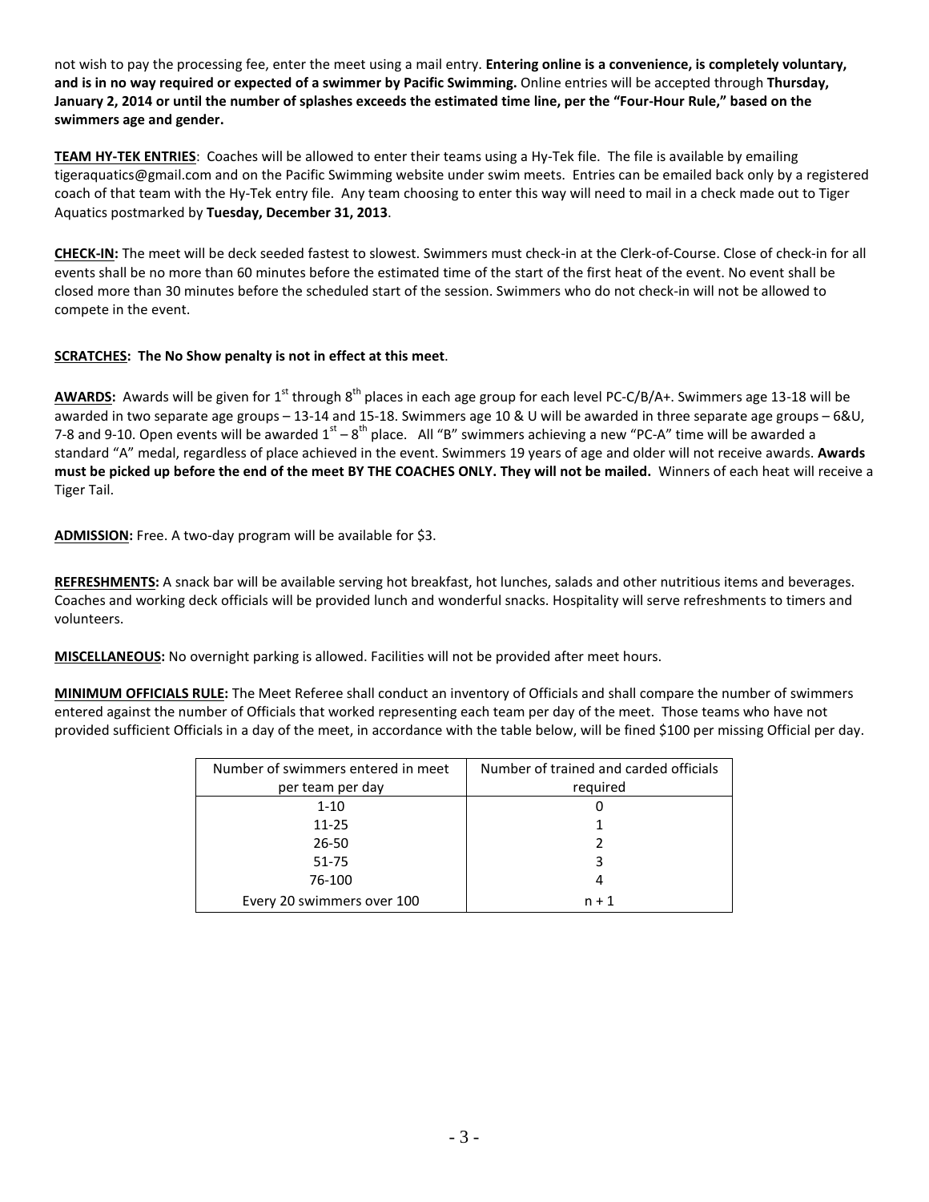not wish to pay the processing fee, enter the meet using a mail entry. **Entering online is a convenience, is completely voluntary, and is in no way required or expected of a swimmer by Pacific Swimming.** Online entries will be accepted through **Thursday, January 2, 2014 or until the number of splashes exceeds the estimated time line, per the "Four-Hour Rule," based on the swimmers age and gender.**

**TEAM HY-TEK ENTRIES**: Coaches will be allowed to enter their teams using a Hy-Tek file. The file is available by emailing tigeraquatics@gmail.com and on the Pacific Swimming website under swim meets. Entries can be emailed back only by a registered coach of that team with the Hy-Tek entry file. Any team choosing to enter this way will need to mail in a check made out to Tiger Aquatics postmarked by **Tuesday, December 31, 2013**.

**CHECK-IN:** The meet will be deck seeded fastest to slowest. Swimmers must check-in at the Clerk-of-Course. Close of check-in for all events shall be no more than 60 minutes before the estimated time of the start of the first heat of the event. No event shall be closed more than 30 minutes before the scheduled start of the session. Swimmers who do not check-in will not be allowed to compete in the event.

**SCRATCHES: The No Show penalty is not in effect at this meet**.

**AWARDS:** Awards will be given for 1st through 8th places in each age group for each level PC-C/B/A+. Swimmers age 13-18 will be awarded in two separate age groups – 13-14 and 15-18. Swimmers age 10 & U will be awarded in three separate age groups – 6&U, 7-8 and 9-10. Open events will be awarded 1st – 8th place. All "B" swimmers achieving a new "PC-A" time will be awarded a standard "A" medal, regardless of place achieved in the event. Swimmers 19 years of age and older will not receive awards. **Awards must be picked up before the end of the meet BY THE COACHES ONLY. They will not be mailed.** Winners of each heat will receive a Tiger Tail.

**ADMISSION:** Free. A two-day program will be available for $3.

**REFRESHMENTS:** A snack bar will be available serving hot breakfast, hot lunches, salads and other nutritious items and beverages. Coaches and working deck officials will be provided lunch and wonderful snacks. Hospitality will serve refreshments to timers and volunteers.

**MISCELLANEOUS:** No overnight parking is allowed. Facilities will not be provided after meet hours.

**MINIMUM OFFICIALS RULE:** The Meet Referee shall conduct an inventory of Officials and shall compare the number of swimmers entered against the number of Officials that worked representing each team per day of the meet. Those teams who have not provided sufficient Officials in a day of the meet, in accordance with the table below, will be fined $100 per missing Official per day.

| Number of swimmers entered in meet per team per day | Number of trained and carded officials required |
|---|---|
| 1-10 | 0 |
| 11-25 | 1 |
| 26-50 | 2 |
| 51-75 | 3 |
| 76-100 | 4 |
| Every 20 swimmers over 100 | n + 1 |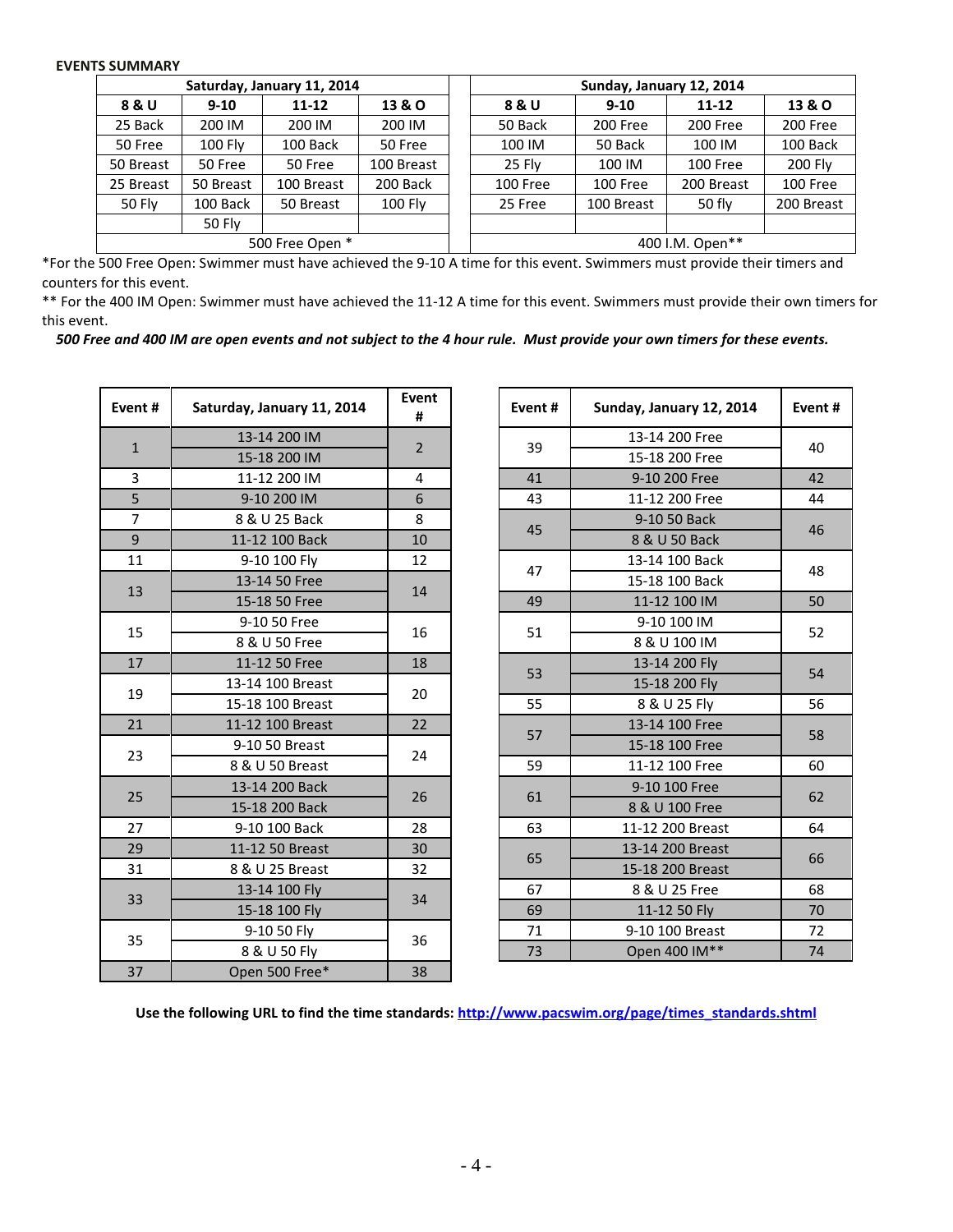**EVENTS SUMMARY**

| Saturday, January 11, 2014 | | | | Sunday, January 12, 2014 | | | |
|---|---|---|---|---|---|---|---|
| 8 & U | 9-10 | 11-12 | 13 & O | 8 & U | 9-10 | 11-12 | 13 & O |
| 25 Back | 200 IM | 200 IM | 200 IM | 50 Back | 200 Free | 200 Free | 200 Free |
| 50 Free | 100 Fly | 100 Back | 50 Free | 100 IM | 50 Back | 100 IM | 100 Back |
| 50 Breast | 50 Free | 50 Free | 100 Breast | 25 Fly | 100 IM | 100 Free | 200 Fly |
| 25 Breast | 50 Breast | 100 Breast | 200 Back | 100 Free | 100 Free | 200 Breast | 100 Free |
| 50 Fly | 100 Back | 50 Breast | 100 Fly | 25 Free | 100 Breast | 50 fly | 200 Breast |
| | 50 Fly | | | | | | |
| 500 Free Open * | | | | 400 I.M. Open** | | | |

*For the 500 Free Open: Swimmer must have achieved the 9-10 A time for this event. Swimmers must provide their timers and counters for this event.

** For the 400 IM Open: Swimmer must have achieved the 11-12 A time for this event. Swimmers must provide their own timers for this event.

***500 Free and 400 IM are open events and not subject to the 4 hour rule. Must provide your own timers for these events.***

| Event # | Saturday, January 11, 2014 | Event # |
|---|---|---|
| 1 | 13-14 200 IM | 2 |
| | 15-18 200 IM | |
| 3 | 11-12 200 IM | 4 |
| 5 | 9-10 200 IM | 6 |
| 7 | 8 & U 25 Back | 8 |
| 9 | 11-12 100 Back | 10 |
| 11 | 9-10 100 Fly | 12 |
| 13 | 13-14 50 Free | 14 |
| | 15-18 50 Free | |
| 15 | 9-10 50 Free | 16 |
| | 8 & U 50 Free | |
| 17 | 11-12 50 Free | 18 |
| 19 | 13-14 100 Breast | 20 |
| | 15-18 100 Breast | |
| 21 | 11-12 100 Breast | 22 |
| 23 | 9-10 50 Breast | 24 |
| | 8 & U 50 Breast | |
| 25 | 13-14 200 Back | 26 |
| | 15-18 200 Back | |
| 27 | 9-10 100 Back | 28 |
| 29 | 11-12 50 Breast | 30 |
| 31 | 8 & U 25 Breast | 32 |
| 33 | 13-14 100 Fly | 34 |
| | 15-18 100 Fly | |
| 35 | 9-10 50 Fly | 36 |
| | 8 & U 50 Fly | |
| 37 | Open 500 Free* | 38 |

| Event # | Sunday, January 12, 2014 | Event # |
|---|---|---|
| 39 | 13-14 200 Free | 40 |
| | 15-18 200 Free | |
| 41 | 9-10 200 Free | 42 |
| 43 | 11-12 200 Free | 44 |
| 45 | 9-10 50 Back | 46 |
| | 8 & U 50 Back | |
| 47 | 13-14 100 Back | 48 |
| | 15-18 100 Back | |
| 49 | 11-12 100 IM | 50 |
| 51 | 9-10 100 IM | 52 |
| | 8 & U 100 IM | |
| 53 | 13-14 200 Fly | 54 |
| | 15-18 200 Fly | |
| 55 | 8 & U 25 Fly | 56 |
| 57 | 13-14 100 Free | 58 |
| | 15-18 100 Free | |
| 59 | 11-12 100 Free | 60 |
| 61 | 9-10 100 Free | 62 |
| | 8 & U 100 Free | |
| 63 | 11-12 200 Breast | 64 |
| 65 | 13-14 200 Breast | 66 |
| | 15-18 200 Breast | |
| 67 | 8 & U 25 Free | 68 |
| 69 | 11-12 50 Fly | 70 |
| 71 | 9-10 100 Breast | 72 |
| 73 | Open 400 IM** | 74 |

**Use the following URL to find the time standards: http://www.pacswim.org/page/times_standards.shtml**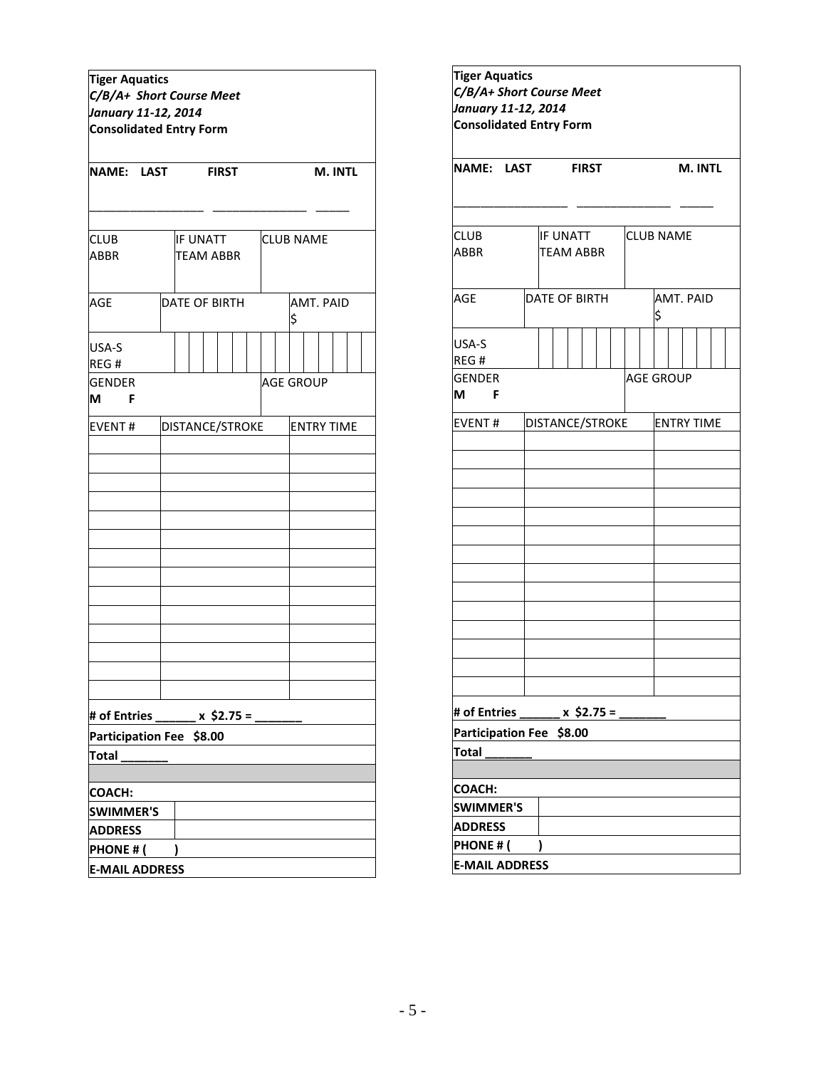**Tiger Aquatics**
***C/B/A+ Short Course Meet***
***January 11-12, 2014***
**Consolidated Entry Form**

**NAME: LAST FIRST M. INTL**

_________________ ______________ _____

| CLUB ABBR | IF UNATT TEAM ABBR | CLUB NAME |
|---|---|---|
| | | |

| AGE | DATE OF BIRTH | AMT. PAID $ |
|---|---|---|
| | | |

USA-S REG #

| GENDER M F | AGE GROUP |
|---|---|
| | |

| EVENT # | DISTANCE/STROKE | ENTRY TIME |
|---|---|---|
| | | |
| | | |
| | | |
| | | |
| | | |
| | | |
| | | |
| | | |
| | | |
| | | |
| | | |
| | | |
| | | |
| | | |

**# of Entries ______ x $2.75 = _______**

**Participation Fee $8.00**

**Total _______**

**COACH:**

**SWIMMER'S ADDRESS**

**PHONE # ( )**

**E-MAIL ADDRESS**

---

**Tiger Aquatics**
***C/B/A+ Short Course Meet***
***January 11-12, 2014***
**Consolidated Entry Form**

**NAME: LAST FIRST M. INTL**

_________________ ______________ _____

| CLUB ABBR | IF UNATT TEAM ABBR | CLUB NAME |
|---|---|---|
| | | |

| AGE | DATE OF BIRTH | AMT. PAID $ |
|---|---|---|
| | | |

USA-S REG #

| GENDER M F | AGE GROUP |
|---|---|
| | |

| EVENT # | DISTANCE/STROKE | ENTRY TIME |
|---|---|---|
| | | |
| | | |
| | | |
| | | |
| | | |
| | | |
| | | |
| | | |
| | | |
| | | |
| | | |
| | | |
| | | |
| | | |

**# of Entries ______ x $2.75 = _______**

**Participation Fee $8.00**

**Total _______**

**COACH:**

**SWIMMER'S ADDRESS**

**PHONE # ( )**

**E-MAIL ADDRESS**